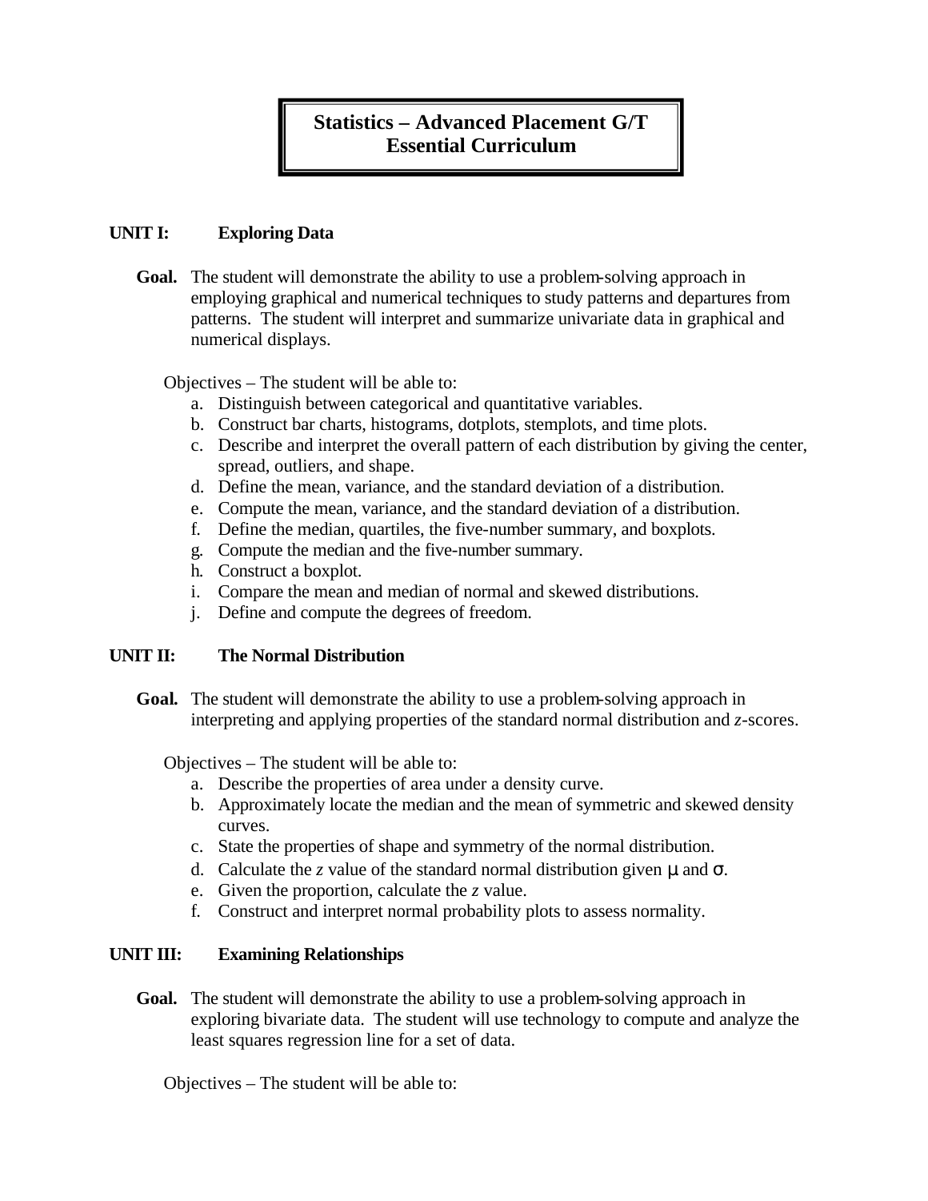# Statistics – Advanced Placement G/T
# Essential Curriculum

## UNIT I: Exploring Data

**Goal.** The student will demonstrate the ability to use a problem-solving approach in employing graphical and numerical techniques to study patterns and departures from patterns. The student will interpret and summarize univariate data in graphical and numerical displays.

Objectives – The student will be able to:

a. Distinguish between categorical and quantitative variables.
b. Construct bar charts, histograms, dotplots, stemplots, and time plots.
c. Describe and interpret the overall pattern of each distribution by giving the center, spread, outliers, and shape.
d. Define the mean, variance, and the standard deviation of a distribution.
e. Compute the mean, variance, and the standard deviation of a distribution.
f. Define the median, quartiles, the five-number summary, and boxplots.
g. Compute the median and the five-number summary.
h. Construct a boxplot.
i. Compare the mean and median of normal and skewed distributions.
j. Define and compute the degrees of freedom.

## UNIT II: The Normal Distribution

**Goal.** The student will demonstrate the ability to use a problem-solving approach in interpreting and applying properties of the standard normal distribution and *z*-scores.

Objectives – The student will be able to:

a. Describe the properties of area under a density curve.
b. Approximately locate the median and the mean of symmetric and skewed density curves.
c. State the properties of shape and symmetry of the normal distribution.
d. Calculate the $z$ value of the standard normal distribution given $\mu$ and $\sigma$.
e. Given the proportion, calculate the $z$ value.
f. Construct and interpret normal probability plots to assess normality.

## UNIT III: Examining Relationships

**Goal.** The student will demonstrate the ability to use a problem-solving approach in exploring bivariate data. The student will use technology to compute and analyze the least squares regression line for a set of data.

Objectives – The student will be able to: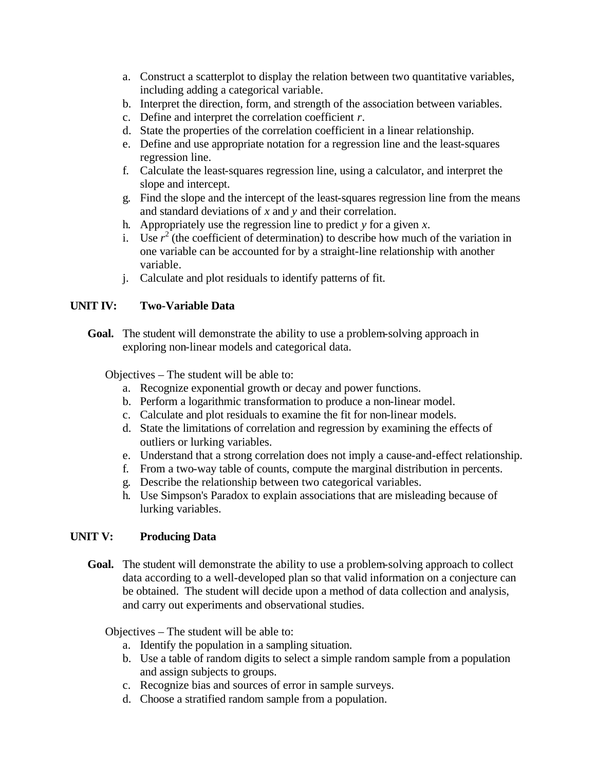a. Construct a scatterplot to display the relation between two quantitative variables, including adding a categorical variable.
b. Interpret the direction, form, and strength of the association between variables.
c. Define and interpret the correlation coefficient *r*.
d. State the properties of the correlation coefficient in a linear relationship.
e. Define and use appropriate notation for a regression line and the least-squares regression line.
f. Calculate the least-squares regression line, using a calculator, and interpret the slope and intercept.
g. Find the slope and the intercept of the least-squares regression line from the means and standard deviations of *x* and *y* and their correlation.
h. Appropriately use the regression line to predict *y* for a given *x*.
i. Use $r^2$ (the coefficient of determination) to describe how much of the variation in one variable can be accounted for by a straight-line relationship with another variable.
j. Calculate and plot residuals to identify patterns of fit.

**UNIT IV: Two-Variable Data**

**Goal.** The student will demonstrate the ability to use a problem-solving approach in exploring non-linear models and categorical data.

Objectives – The student will be able to:

a. Recognize exponential growth or decay and power functions.
b. Perform a logarithmic transformation to produce a non-linear model.
c. Calculate and plot residuals to examine the fit for non-linear models.
d. State the limitations of correlation and regression by examining the effects of outliers or lurking variables.
e. Understand that a strong correlation does not imply a cause-and-effect relationship.
f. From a two-way table of counts, compute the marginal distribution in percents.
g. Describe the relationship between two categorical variables.
h. Use Simpson's Paradox to explain associations that are misleading because of lurking variables.

**UNIT V: Producing Data**

**Goal.** The student will demonstrate the ability to use a problem-solving approach to collect data according to a well-developed plan so that valid information on a conjecture can be obtained. The student will decide upon a method of data collection and analysis, and carry out experiments and observational studies.

Objectives – The student will be able to:

a. Identify the population in a sampling situation.
b. Use a table of random digits to select a simple random sample from a population and assign subjects to groups.
c. Recognize bias and sources of error in sample surveys.
d. Choose a stratified random sample from a population.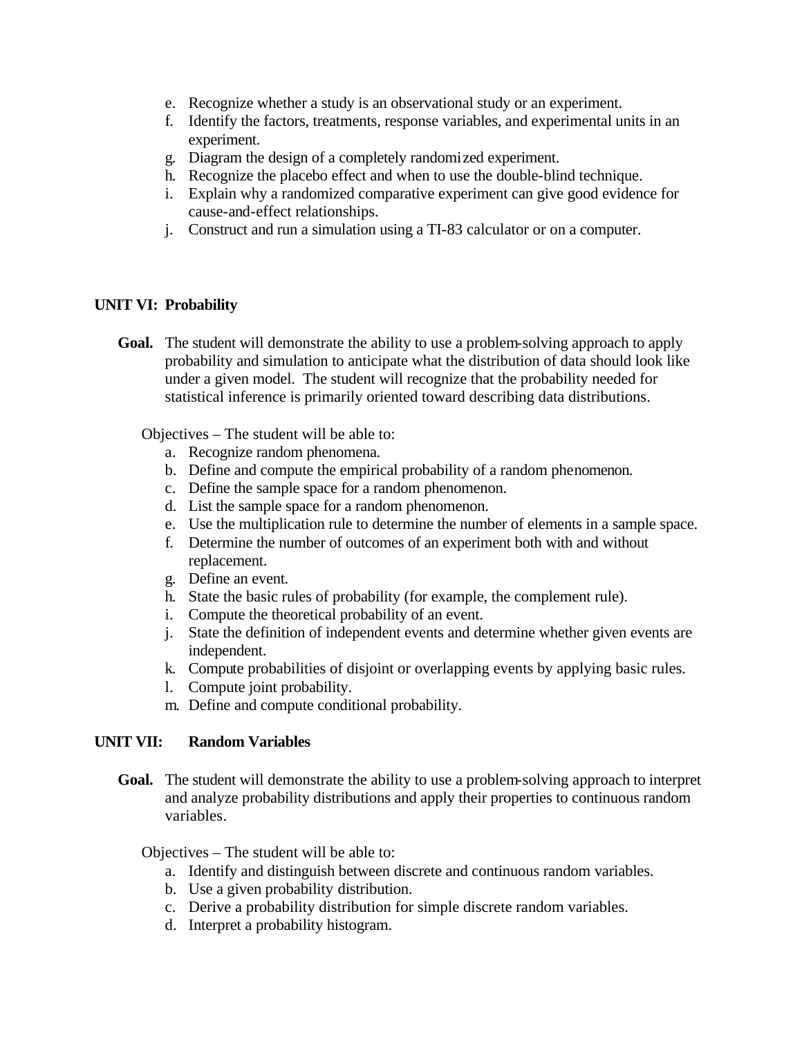e. Recognize whether a study is an observational study or an experiment.
f. Identify the factors, treatments, response variables, and experimental units in an experiment.
g. Diagram the design of a completely randomized experiment.
h. Recognize the placebo effect and when to use the double-blind technique.
i. Explain why a randomized comparative experiment can give good evidence for cause-and-effect relationships.
j. Construct and run a simulation using a TI-83 calculator or on a computer.

## UNIT VI: Probability

**Goal.** The student will demonstrate the ability to use a problem-solving approach to apply probability and simulation to anticipate what the distribution of data should look like under a given model. The student will recognize that the probability needed for statistical inference is primarily oriented toward describing data distributions.

Objectives – The student will be able to:

a. Recognize random phenomena.
b. Define and compute the empirical probability of a random phenomenon.
c. Define the sample space for a random phenomenon.
d. List the sample space for a random phenomenon.
e. Use the multiplication rule to determine the number of elements in a sample space.
f. Determine the number of outcomes of an experiment both with and without replacement.
g. Define an event.
h. State the basic rules of probability (for example, the complement rule).
i. Compute the theoretical probability of an event.
j. State the definition of independent events and determine whether given events are independent.
k. Compute probabilities of disjoint or overlapping events by applying basic rules.
l. Compute joint probability.
m. Define and compute conditional probability.

## UNIT VII: Random Variables

**Goal.** The student will demonstrate the ability to use a problem-solving approach to interpret and analyze probability distributions and apply their properties to continuous random variables.

Objectives – The student will be able to:

a. Identify and distinguish between discrete and continuous random variables.
b. Use a given probability distribution.
c. Derive a probability distribution for simple discrete random variables.
d. Interpret a probability histogram.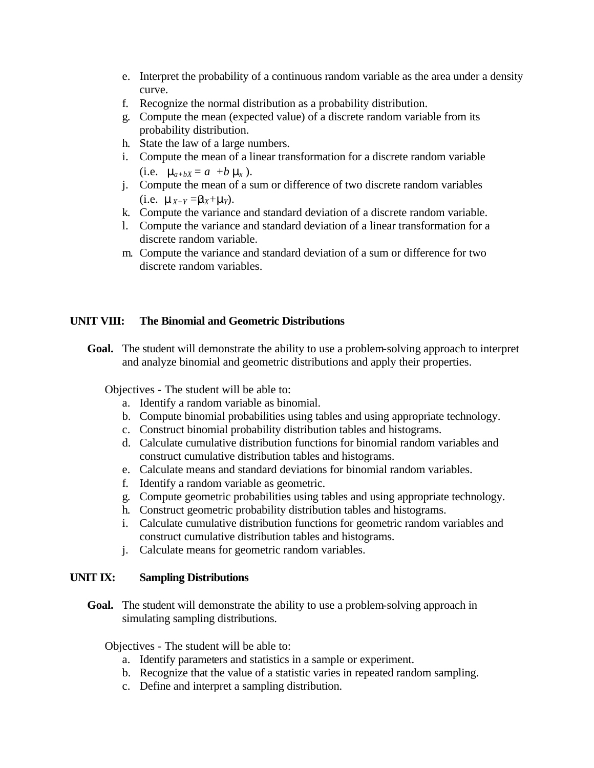e. Interpret the probability of a continuous random variable as the area under a density curve.
f. Recognize the normal distribution as a probability distribution.
g. Compute the mean (expected value) of a discrete random variable from its probability distribution.
h. State the law of a large numbers.
i. Compute the mean of a linear transformation for a discrete random variable (i.e. $\mu_{a+bX} = a + b\,\mu_x$ ).
j. Compute the mean of a sum or difference of two discrete random variables (i.e. $\mu_{X+Y} = \mu_X + \mu_Y$).
k. Compute the variance and standard deviation of a discrete random variable.
l. Compute the variance and standard deviation of a linear transformation for a discrete random variable.
m. Compute the variance and standard deviation of a sum or difference for two discrete random variables.

## UNIT VIII: The Binomial and Geometric Distributions

**Goal.** The student will demonstrate the ability to use a problem-solving approach to interpret and analyze binomial and geometric distributions and apply their properties.

Objectives - The student will be able to:

a. Identify a random variable as binomial.
b. Compute binomial probabilities using tables and using appropriate technology.
c. Construct binomial probability distribution tables and histograms.
d. Calculate cumulative distribution functions for binomial random variables and construct cumulative distribution tables and histograms.
e. Calculate means and standard deviations for binomial random variables.
f. Identify a random variable as geometric.
g. Compute geometric probabilities using tables and using appropriate technology.
h. Construct geometric probability distribution tables and histograms.
i. Calculate cumulative distribution functions for geometric random variables and construct cumulative distribution tables and histograms.
j. Calculate means for geometric random variables.

## UNIT IX: Sampling Distributions

**Goal.** The student will demonstrate the ability to use a problem-solving approach in simulating sampling distributions.

Objectives - The student will be able to:

a. Identify parameters and statistics in a sample or experiment.
b. Recognize that the value of a statistic varies in repeated random sampling.
c. Define and interpret a sampling distribution.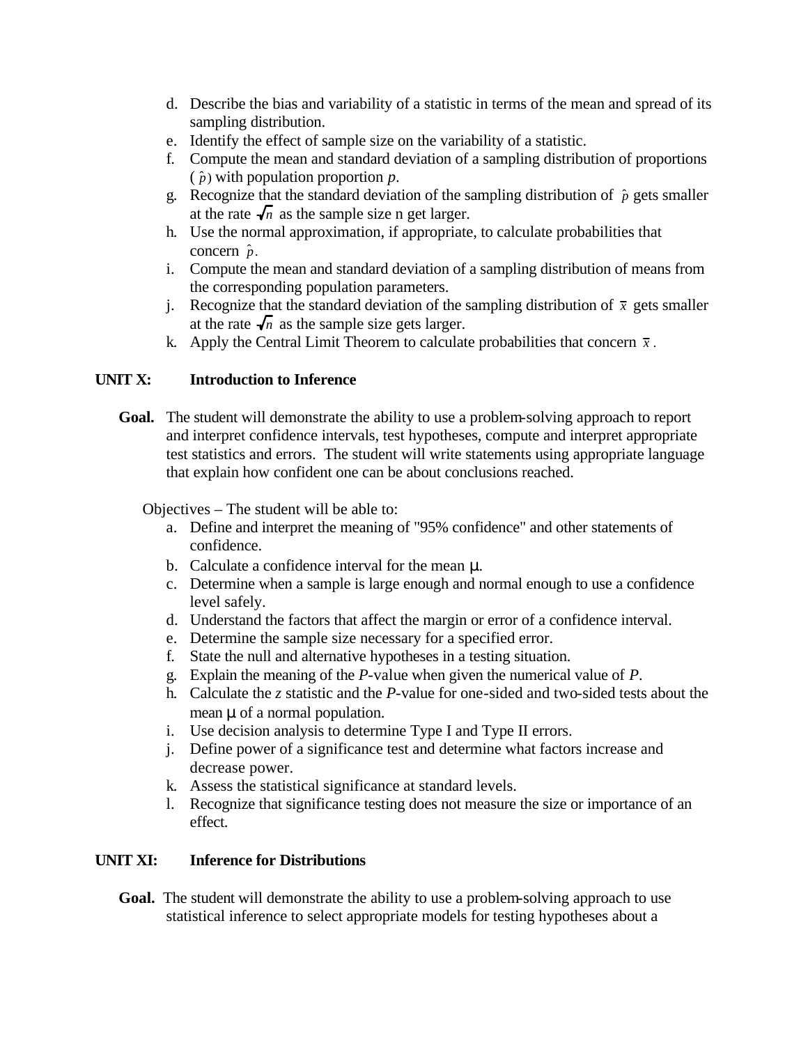d. Describe the bias and variability of a statistic in terms of the mean and spread of its sampling distribution.
e. Identify the effect of sample size on the variability of a statistic.
f. Compute the mean and standard deviation of a sampling distribution of proportions ($\hat{p}$) with population proportion *p*.
g. Recognize that the standard deviation of the sampling distribution of $\hat{p}$ gets smaller at the rate $\sqrt{n}$ as the sample size n get larger.
h. Use the normal approximation, if appropriate, to calculate probabilities that concern $\hat{p}$.
i. Compute the mean and standard deviation of a sampling distribution of means from the corresponding population parameters.
j. Recognize that the standard deviation of the sampling distribution of $\bar{x}$ gets smaller at the rate $\sqrt{n}$ as the sample size gets larger.
k. Apply the Central Limit Theorem to calculate probabilities that concern $\bar{x}$.

## UNIT X: Introduction to Inference

**Goal.** The student will demonstrate the ability to use a problem-solving approach to report and interpret confidence intervals, test hypotheses, compute and interpret appropriate test statistics and errors. The student will write statements using appropriate language that explain how confident one can be about conclusions reached.

Objectives – The student will be able to:

a. Define and interpret the meaning of "95% confidence" and other statements of confidence.
b. Calculate a confidence interval for the mean $\mu$.
c. Determine when a sample is large enough and normal enough to use a confidence level safely.
d. Understand the factors that affect the margin or error of a confidence interval.
e. Determine the sample size necessary for a specified error.
f. State the null and alternative hypotheses in a testing situation.
g. Explain the meaning of the *P*-value when given the numerical value of *P*.
h. Calculate the *z* statistic and the *P*-value for one-sided and two-sided tests about the mean $\mu$ of a normal population.
i. Use decision analysis to determine Type I and Type II errors.
j. Define power of a significance test and determine what factors increase and decrease power.
k. Assess the statistical significance at standard levels.
l. Recognize that significance testing does not measure the size or importance of an effect.

## UNIT XI: Inference for Distributions

**Goal.** The student will demonstrate the ability to use a problem-solving approach to use statistical inference to select appropriate models for testing hypotheses about a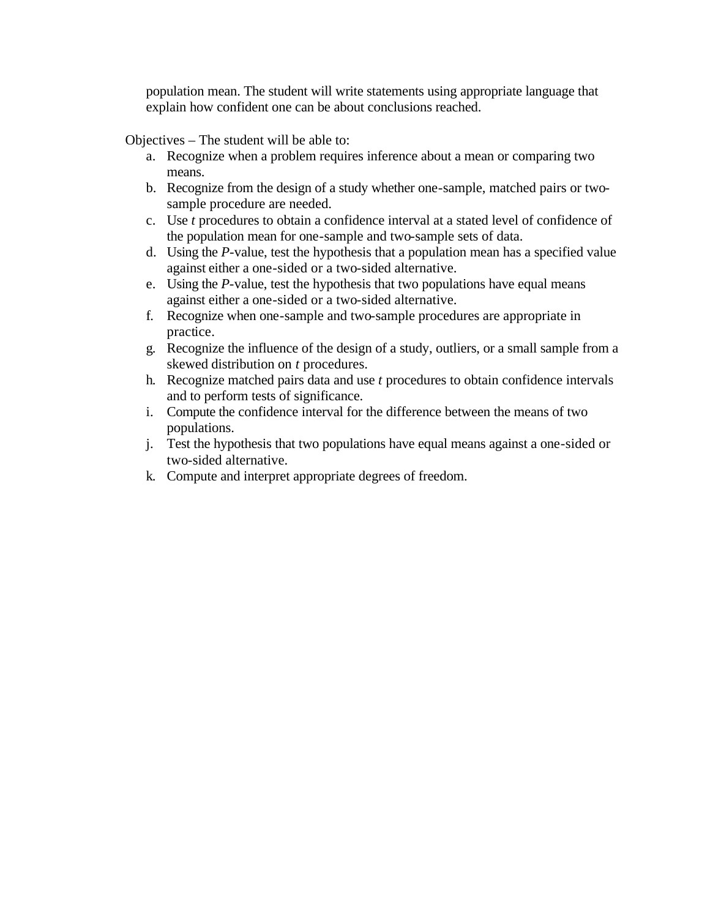population mean. The student will write statements using appropriate language that explain how confident one can be about conclusions reached.

Objectives – The student will be able to:

a. Recognize when a problem requires inference about a mean or comparing two means.
b. Recognize from the design of a study whether one-sample, matched pairs or two-sample procedure are needed.
c. Use *t* procedures to obtain a confidence interval at a stated level of confidence of the population mean for one-sample and two-sample sets of data.
d. Using the *P*-value, test the hypothesis that a population mean has a specified value against either a one-sided or a two-sided alternative.
e. Using the *P*-value, test the hypothesis that two populations have equal means against either a one-sided or a two-sided alternative.
f. Recognize when one-sample and two-sample procedures are appropriate in practice.
g. Recognize the influence of the design of a study, outliers, or a small sample from a skewed distribution on *t* procedures.
h. Recognize matched pairs data and use *t* procedures to obtain confidence intervals and to perform tests of significance.
i. Compute the confidence interval for the difference between the means of two populations.
j. Test the hypothesis that two populations have equal means against a one-sided or two-sided alternative.
k. Compute and interpret appropriate degrees of freedom.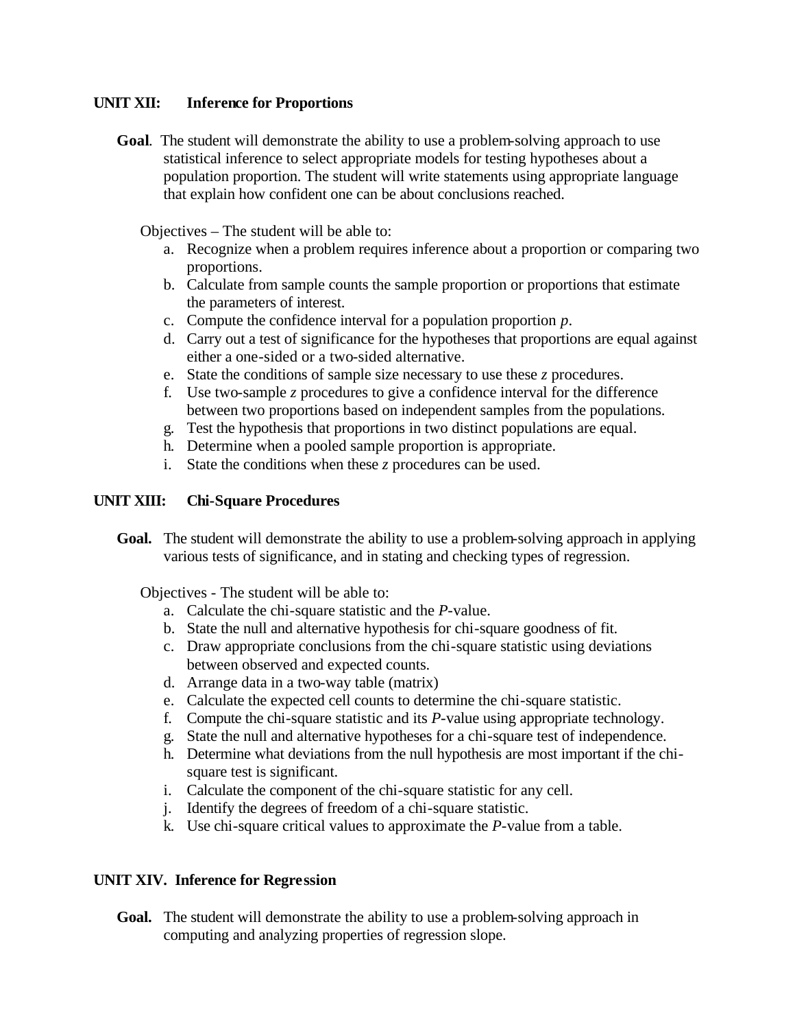## UNIT XII: Inference for Proportions

**Goal**. The student will demonstrate the ability to use a problem-solving approach to use statistical inference to select appropriate models for testing hypotheses about a population proportion. The student will write statements using appropriate language that explain how confident one can be about conclusions reached.

Objectives – The student will be able to:

a. Recognize when a problem requires inference about a proportion or comparing two proportions.
b. Calculate from sample counts the sample proportion or proportions that estimate the parameters of interest.
c. Compute the confidence interval for a population proportion $p$.
d. Carry out a test of significance for the hypotheses that proportions are equal against either a one-sided or a two-sided alternative.
e. State the conditions of sample size necessary to use these $z$ procedures.
f. Use two-sample $z$ procedures to give a confidence interval for the difference between two proportions based on independent samples from the populations.
g. Test the hypothesis that proportions in two distinct populations are equal.
h. Determine when a pooled sample proportion is appropriate.
i. State the conditions when these $z$ procedures can be used.

## UNIT XIII: Chi-Square Procedures

**Goal.** The student will demonstrate the ability to use a problem-solving approach in applying various tests of significance, and in stating and checking types of regression.

Objectives - The student will be able to:

a. Calculate the chi-square statistic and the $P$-value.
b. State the null and alternative hypothesis for chi-square goodness of fit.
c. Draw appropriate conclusions from the chi-square statistic using deviations between observed and expected counts.
d. Arrange data in a two-way table (matrix)
e. Calculate the expected cell counts to determine the chi-square statistic.
f. Compute the chi-square statistic and its $P$-value using appropriate technology.
g. State the null and alternative hypotheses for a chi-square test of independence.
h. Determine what deviations from the null hypothesis are most important if the chi-square test is significant.
i. Calculate the component of the chi-square statistic for any cell.
j. Identify the degrees of freedom of a chi-square statistic.
k. Use chi-square critical values to approximate the $P$-value from a table.

## UNIT XIV. Inference for Regression

**Goal.** The student will demonstrate the ability to use a problem-solving approach in computing and analyzing properties of regression slope.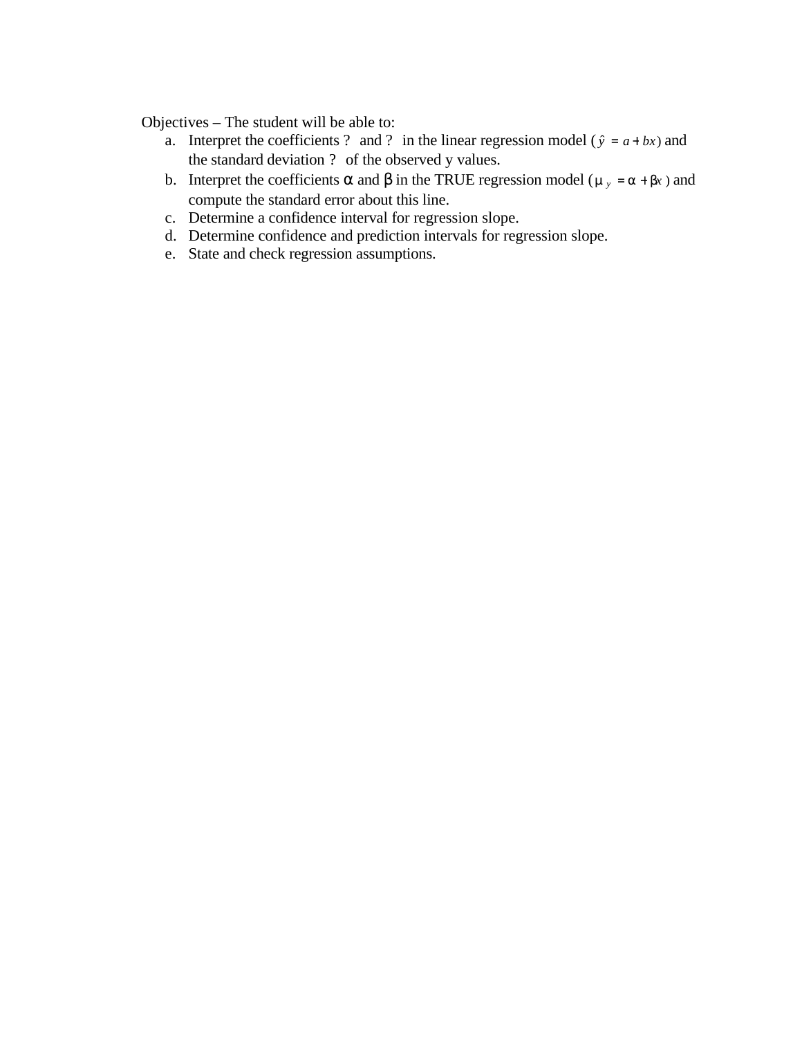Objectives – The student will be able to:

a. Interpret the coefficients ? and ? in the linear regression model ($\hat{y} = a + bx$) and the standard deviation ? of the observed y values.
b. Interpret the coefficients α and β in the TRUE regression model ($\mu_y = \alpha + \beta x$) and compute the standard error about this line.
c. Determine a confidence interval for regression slope.
d. Determine confidence and prediction intervals for regression slope.
e. State and check regression assumptions.